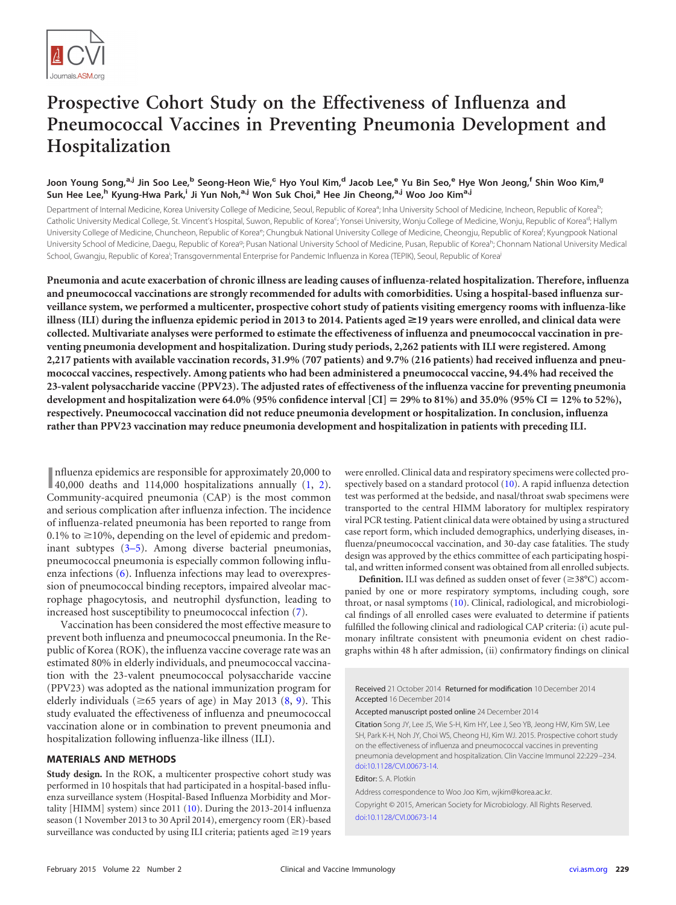# Prospective Cohort Study on the Effectiveness of Influenza and Pneumococcal Vaccines in Preventing Pneumonia Development and Hospitalization

**Joon Young Song,[a,j] Jin Soo Lee,[b] Seong-Heon Wie,[c] Hyo Youl Kim,[d] Jacob Lee,[e] Yu Bin Seo,[e] Hye Won Jeong,[f] Shin Woo Kim,[g] Sun Hee Lee,[h] Kyung-Hwa Park,[i] Ji Yun Noh,[a,j] Won Suk Choi,[a] Hee Jin Cheong,[a,j] Woo Joo Kim[a,j]**

Department of Internal Medicine, Korea University College of Medicine, Seoul, Republic of Korea[a]; Inha University School of Medicine, Incheon, Republic of Korea[b]; Catholic University Medical College, St. Vincent's Hospital, Suwon, Republic of Korea[c]; Yonsei University, Wonju College of Medicine, Wonju, Republic of Korea[d]; Hallym University College of Medicine, Chuncheon, Republic of Korea[e]; Chungbuk National University College of Medicine, Cheongju, Republic of Korea[f]; Kyungpook National University School of Medicine, Daegu, Republic of Korea[g]; Pusan National University School of Medicine, Pusan, Republic of Korea[h]; Chonnam National University Medical School, Gwangju, Republic of Korea[i]; Transgovernmental Enterprise for Pandemic Influenza in Korea (TEPIK), Seoul, Republic of Korea[j]

**Pneumonia and acute exacerbation of chronic illness are leading causes of influenza-related hospitalization. Therefore, influenza and pneumococcal vaccinations are strongly recommended for adults with comorbidities. Using a hospital-based influenza surveillance system, we performed a multicenter, prospective cohort study of patients visiting emergency rooms with influenza-like illness (ILI) during the influenza epidemic period in 2013 to 2014. Patients aged ≥19 years were enrolled, and clinical data were collected. Multivariate analyses were performed to estimate the effectiveness of influenza and pneumococcal vaccination in preventing pneumonia development and hospitalization. During study periods, 2,262 patients with ILI were registered. Among 2,217 patients with available vaccination records, 31.9% (707 patients) and 9.7% (216 patients) had received influenza and pneumococcal vaccines, respectively. Among patients who had been administered a pneumococcal vaccine, 94.4% had received the 23-valent polysaccharide vaccine (PPV23). The adjusted rates of effectiveness of the influenza vaccine for preventing pneumonia development and hospitalization were 64.0% (95% confidence interval [CI] = 29% to 81%) and 35.0% (95% CI = 12% to 52%), respectively. Pneumococcal vaccination did not reduce pneumonia development or hospitalization. In conclusion, influenza rather than PPV23 vaccination may reduce pneumonia development and hospitalization in patients with preceding ILI.**

Influenza epidemics are responsible for approximately 20,000 to 40,000 deaths and 114,000 hospitalizations annually (1, 2). Community-acquired pneumonia (CAP) is the most common and serious complication after influenza infection. The incidence of influenza-related pneumonia has been reported to range from 0.1% to ≥10%, depending on the level of epidemic and predominant subtypes (3–5). Among diverse bacterial pneumonias, pneumococcal pneumonia is especially common following influenza infections (6). Influenza infections may lead to overexpression of pneumococcal binding receptors, impaired alveolar macrophage phagocytosis, and neutrophil dysfunction, leading to increased host susceptibility to pneumococcal infection (7).

Vaccination has been considered the most effective measure to prevent both influenza and pneumococcal pneumonia. In the Republic of Korea (ROK), the influenza vaccine coverage rate was an estimated 80% in elderly individuals, and pneumococcal vaccination with the 23-valent pneumococcal polysaccharide vaccine (PPV23) was adopted as the national immunization program for elderly individuals (≥65 years of age) in May 2013 (8, 9). This study evaluated the effectiveness of influenza and pneumococcal vaccination alone or in combination to prevent pneumonia and hospitalization following influenza-like illness (ILI).

## MATERIALS AND METHODS

**Study design.** In the ROK, a multicenter prospective cohort study was performed in 10 hospitals that had participated in a hospital-based influenza surveillance system (Hospital-Based Influenza Morbidity and Mortality [HIMM] system) since 2011 (10). During the 2013-2014 influenza season (1 November 2013 to 30 April 2014), emergency room (ER)-based surveillance was conducted by using ILI criteria; patients aged ≥19 years were enrolled. Clinical data and respiratory specimens were collected prospectively based on a standard protocol (10). A rapid influenza detection test was performed at the bedside, and nasal/throat swab specimens were transported to the central HIMM laboratory for multiplex respiratory viral PCR testing. Patient clinical data were obtained by using a structured case report form, which included demographics, underlying diseases, influenza/pneumococcal vaccination, and 30-day case fatalities. The study design was approved by the ethics committee of each participating hospital, and written informed consent was obtained from all enrolled subjects.

**Definition.** ILI was defined as sudden onset of fever (≥38°C) accompanied by one or more respiratory symptoms, including cough, sore throat, or nasal symptoms (10). Clinical, radiological, and microbiological findings of all enrolled cases were evaluated to determine if patients fulfilled the following clinical and radiological CAP criteria: (i) acute pulmonary infiltrate consistent with pneumonia evident on chest radiographs within 48 h after admission, (ii) confirmatory findings on clinical

Received 21 October 2014 Returned for modification 10 December 2014 Accepted 16 December 2014

Accepted manuscript posted online 24 December 2014

Citation Song JY, Lee JS, Wie S-H, Kim HY, Lee J, Seo YB, Jeong HW, Kim SW, Lee SH, Park K-H, Noh JY, Choi WS, Cheong HJ, Kim WJ. 2015. Prospective cohort study on the effectiveness of influenza and pneumococcal vaccines in preventing pneumonia development and hospitalization. Clin Vaccine Immunol 22:229–234. doi:10.1128/CVI.00673-14.

Editor: S. A. Plotkin

Address correspondence to Woo Joo Kim, wjkim@korea.ac.kr.

Copyright © 2015, American Society for Microbiology. All Rights Reserved.

doi:10.1128/CVI.00673-14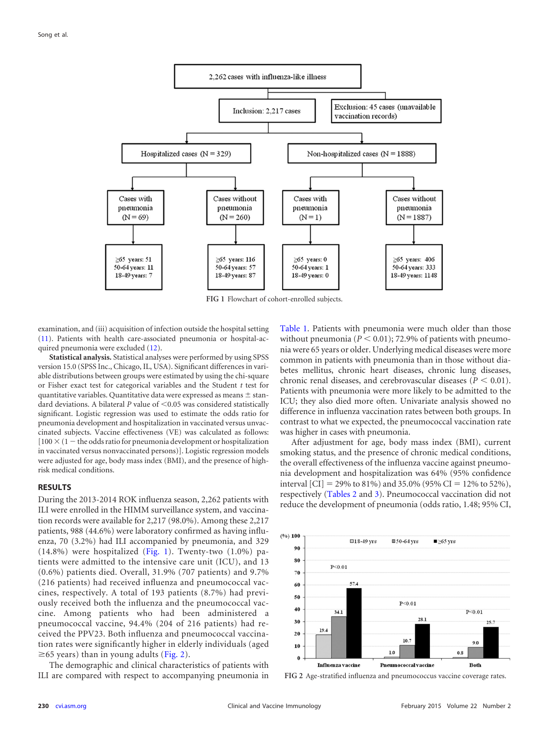FIG 1 Flowchart of cohort-enrolled subjects.

examination, and (iii) acquisition of infection outside the hospital setting (11). Patients with health care-associated pneumonia or hospital-acquired pneumonia were excluded (12).

**Statistical analysis.** Statistical analyses were performed by using SPSS version 15.0 (SPSS Inc., Chicago, IL, USA). Significant differences in variable distributions between groups were estimated by using the chi-square or Fisher exact test for categorical variables and the Student *t* test for quantitative variables. Quantitative data were expressed as means ± standard deviations. A bilateral *P* value of <0.05 was considered statistically significant. Logistic regression was used to estimate the odds ratio for pneumonia development and hospitalization in vaccinated versus unvaccinated subjects. Vaccine effectiveness (VE) was calculated as follows: [100 × (1 − the odds ratio for pneumonia development or hospitalization in vaccinated versus nonvaccinated persons)]. Logistic regression models were adjusted for age, body mass index (BMI), and the presence of high-risk medical conditions.

## RESULTS

During the 2013-2014 ROK influenza season, 2,262 patients with ILI were enrolled in the HIMM surveillance system, and vaccination records were available for 2,217 (98.0%). Among these 2,217 patients, 988 (44.6%) were laboratory confirmed as having influenza, 70 (3.2%) had ILI accompanied by pneumonia, and 329 (14.8%) were hospitalized (Fig. 1). Twenty-two (1.0%) patients were admitted to the intensive care unit (ICU), and 13 (0.6%) patients died. Overall, 31.9% (707 patients) and 9.7% (216 patients) had received influenza and pneumococcal vaccines, respectively. A total of 193 patients (8.7%) had previously received both the influenza and the pneumococcal vaccine. Among patients who had been administered a pneumococcal vaccine, 94.4% (204 of 216 patients) had received the PPV23. Both influenza and pneumococcal vaccination rates were significantly higher in elderly individuals (aged ≥65 years) than in young adults (Fig. 2).

The demographic and clinical characteristics of patients with ILI are compared with respect to accompanying pneumonia in Table 1. Patients with pneumonia were much older than those without pneumonia ($P < 0.01$); 72.9% of patients with pneumonia were 65 years or older. Underlying medical diseases were more common in patients with pneumonia than in those without diabetes mellitus, chronic heart diseases, chronic lung diseases, chronic renal diseases, and cerebrovascular diseases ($P < 0.01$). Patients with pneumonia were more likely to be admitted to the ICU; they also died more often. Univariate analysis showed no difference in influenza vaccination rates between both groups. In contrast to what we expected, the pneumococcal vaccination rate was higher in cases with pneumonia.

After adjustment for age, body mass index (BMI), current smoking status, and the presence of chronic medical conditions, the overall effectiveness of the influenza vaccine against pneumonia development and hospitalization was 64% (95% confidence interval [CI] = 29% to 81%) and 35.0% (95% CI = 12% to 52%), respectively (Tables 2 and 3). Pneumococcal vaccination did not reduce the development of pneumonia (odds ratio, 1.48; 95% CI,

FIG 2 Age-stratified influenza and pneumococcus vaccine coverage rates.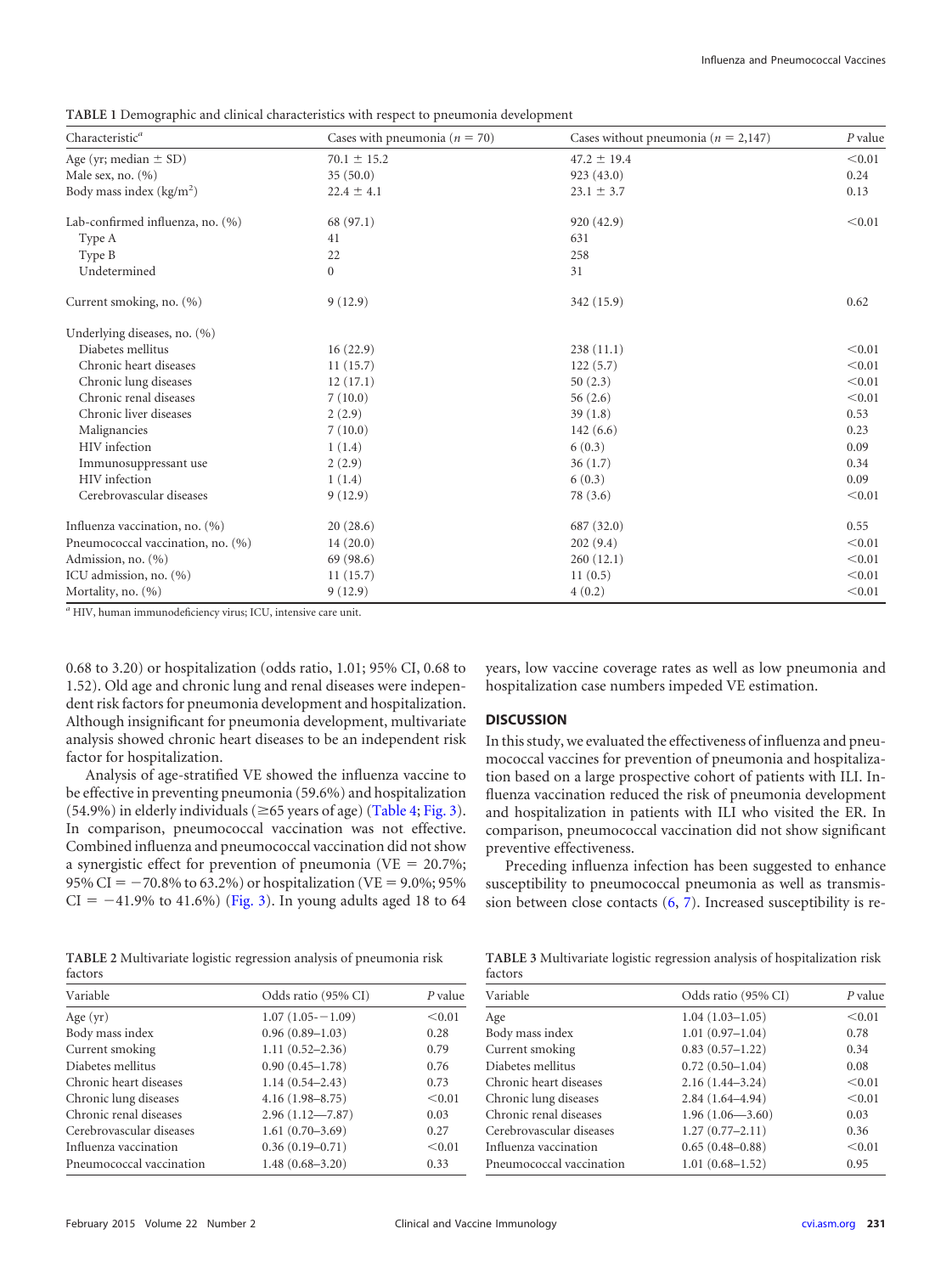**TABLE 1** Demographic and clinical characteristics with respect to pneumonia development

| Characteristic[a] | Cases with pneumonia ($n = 70$) | Cases without pneumonia ($n = 2,147$) | $P$ value |
|---|---|---|---|
| Age (yr; median ± SD) | 70.1 ± 15.2 | 47.2 ± 19.4 | <0.01 |
| Male sex, no. (%) | 35 (50.0) | 923 (43.0) | 0.24 |
| Body mass index (kg/m$^2$) | 22.4 ± 4.1 | 23.1 ± 3.7 | 0.13 |
| Lab-confirmed influenza, no. (%) | 68 (97.1) | 920 (42.9) | <0.01 |
| Type A | 41 | 631 | |
| Type B | 22 | 258 | |
| Undetermined | 0 | 31 | |
| Current smoking, no. (%) | 9 (12.9) | 342 (15.9) | 0.62 |
| Underlying diseases, no. (%) | | | |
| Diabetes mellitus | 16 (22.9) | 238 (11.1) | <0.01 |
| Chronic heart diseases | 11 (15.7) | 122 (5.7) | <0.01 |
| Chronic lung diseases | 12 (17.1) | 50 (2.3) | <0.01 |
| Chronic renal diseases | 7 (10.0) | 56 (2.6) | <0.01 |
| Chronic liver diseases | 2 (2.9) | 39 (1.8) | 0.53 |
| Malignancies | 7 (10.0) | 142 (6.6) | 0.23 |
| HIV infection | 1 (1.4) | 6 (0.3) | 0.09 |
| Immunosuppressant use | 2 (2.9) | 36 (1.7) | 0.34 |
| HIV infection | 1 (1.4) | 6 (0.3) | 0.09 |
| Cerebrovascular diseases | 9 (12.9) | 78 (3.6) | <0.01 |
| Influenza vaccination, no. (%) | 20 (28.6) | 687 (32.0) | 0.55 |
| Pneumococcal vaccination, no. (%) | 14 (20.0) | 202 (9.4) | <0.01 |
| Admission, no. (%) | 69 (98.6) | 260 (12.1) | <0.01 |
| ICU admission, no. (%) | 11 (15.7) | 11 (0.5) | <0.01 |
| Mortality, no. (%) | 9 (12.9) | 4 (0.2) | <0.01 |

[a] HIV, human immunodeficiency virus; ICU, intensive care unit.

0.68 to 3.20) or hospitalization (odds ratio, 1.01; 95% CI, 0.68 to 1.52). Old age and chronic lung and renal diseases were independent risk factors for pneumonia development and hospitalization. Although insignificant for pneumonia development, multivariate analysis showed chronic heart diseases to be an independent risk factor for hospitalization.

Analysis of age-stratified VE showed the influenza vaccine to be effective in preventing pneumonia (59.6%) and hospitalization (54.9%) in elderly individuals (≥65 years of age) (Table 4; Fig. 3). In comparison, pneumococcal vaccination was not effective. Combined influenza and pneumococcal vaccination did not show a synergistic effect for prevention of pneumonia (VE = 20.7%; 95% CI = −70.8% to 63.2%) or hospitalization (VE = 9.0%; 95% CI = −41.9% to 41.6%) (Fig. 3). In young adults aged 18 to 64 years, low vaccine coverage rates as well as low pneumonia and hospitalization case numbers impeded VE estimation.

## DISCUSSION

In this study, we evaluated the effectiveness of influenza and pneumococcal vaccines for prevention of pneumonia and hospitalization based on a large prospective cohort of patients with ILI. Influenza vaccination reduced the risk of pneumonia development and hospitalization in patients with ILI who visited the ER. In comparison, pneumococcal vaccination did not show significant preventive effectiveness.

Preceding influenza infection has been suggested to enhance susceptibility to pneumococcal pneumonia as well as transmission between close contacts (6, 7). Increased susceptibility is re-

**TABLE 2** Multivariate logistic regression analysis of pneumonia risk factors

| Variable | Odds ratio (95% CI) | $P$ value |
|---|---|---|
| Age (yr) | 1.07 (1.05−1.09) | <0.01 |
| Body mass index | 0.96 (0.89–1.03) | 0.28 |
| Current smoking | 1.11 (0.52–2.36) | 0.79 |
| Diabetes mellitus | 0.90 (0.45–1.78) | 0.76 |
| Chronic heart diseases | 1.14 (0.54–2.43) | 0.73 |
| Chronic lung diseases | 4.16 (1.98–8.75) | <0.01 |
| Chronic renal diseases | 2.96 (1.12—7.87) | 0.03 |
| Cerebrovascular diseases | 1.61 (0.70–3.69) | 0.27 |
| Influenza vaccination | 0.36 (0.19–0.71) | <0.01 |
| Pneumococcal vaccination | 1.48 (0.68–3.20) | 0.33 |

**TABLE 3** Multivariate logistic regression analysis of hospitalization risk factors

| Variable | Odds ratio (95% CI) | $P$ value |
|---|---|---|
| Age | 1.04 (1.03–1.05) | <0.01 |
| Body mass index | 1.01 (0.97–1.04) | 0.78 |
| Current smoking | 0.83 (0.57–1.22) | 0.34 |
| Diabetes mellitus | 0.72 (0.50–1.04) | 0.08 |
| Chronic heart diseases | 2.16 (1.44–3.24) | <0.01 |
| Chronic lung diseases | 2.84 (1.64–4.94) | <0.01 |
| Chronic renal diseases | 1.96 (1.06—3.60) | 0.03 |
| Cerebrovascular diseases | 1.27 (0.77–2.11) | 0.36 |
| Influenza vaccination | 0.65 (0.48–0.88) | <0.01 |
| Pneumococcal vaccination | 1.01 (0.68–1.52) | 0.95 |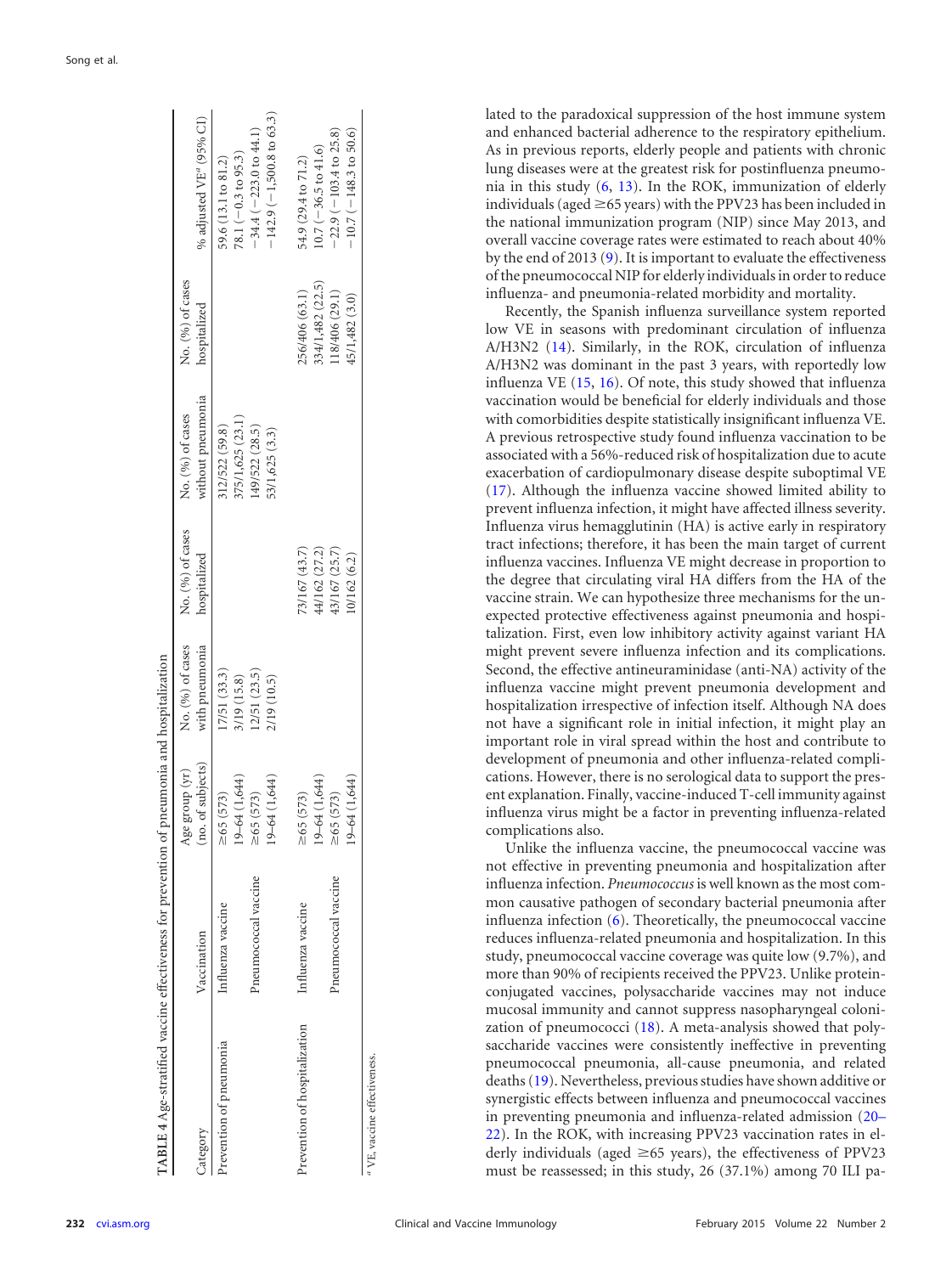**TABLE 4** Age-stratified vaccine effectiveness for prevention of pneumonia and hospitalization

| Category | Vaccination | Age group (yr) (no. of subjects) | No. (%) of cases with pneumonia | No. (%) of cases hospitalized | No. (%) of cases without pneumonia | No. (%) of cases hospitalized | % adjusted VE[a] (95% CI) |
|---|---|---|---|---|---|---|---|
| Prevention of pneumonia | Influenza vaccine | ≥65 (573) | 17/51 (33.3) | | 312/522 (59.8) | | 59.6 (13.1 to 81.2) |
| | | 19–64 (1,644) | 3/19 (15.8) | | 375/1,625 (23.1) | | 78.1 (−0.3 to 95.3) |
| | Pneumococcal vaccine | ≥65 (573) | 12/51 (23.5) | | 149/522 (28.5) | | −34.4 (−223.0 to 44.1) |
| | | 19–64 (1,644) | 2/19 (10.5) | | 53/1,625 (3.3) | | −142.9 (−1,500.8 to 63.3) |
| Prevention of hospitalization | Influenza vaccine | ≥65 (573) | | 73/167 (43.7) | | 256/406 (63.1) | 54.9 (29.4 to 71.2) |
| | | 19–64 (1,644) | | 44/162 (27.2) | | 334/1,482 (22.5) | 10.7 (−36.5 to 41.6) |
| | Pneumococcal vaccine | ≥65 (573) | | 43/167 (25.7) | | 118/406 (29.1) | −22.9 (−103.4 to 25.8) |
| | | 19–64 (1,644) | | 10/162 (6.2) | | 45/1,482 (3.0) | −10.7 (−148.3 to 50.6) |

[a] VE, vaccine effectiveness.

lated to the paradoxical suppression of the host immune system and enhanced bacterial adherence to the respiratory epithelium. As in previous reports, elderly people and patients with chronic lung diseases were at the greatest risk for postinfluenza pneumonia in this study (6, 13). In the ROK, immunization of elderly individuals (aged ≥65 years) with the PPV23 has been included in the national immunization program (NIP) since May 2013, and overall vaccine coverage rates were estimated to reach about 40% by the end of 2013 (9). It is important to evaluate the effectiveness of the pneumococcal NIP for elderly individuals in order to reduce influenza- and pneumonia-related morbidity and mortality.

Recently, the Spanish influenza surveillance system reported low VE in seasons with predominant circulation of influenza A/H3N2 (14). Similarly, in the ROK, circulation of influenza A/H3N2 was dominant in the past 3 years, with reportedly low influenza VE (15, 16). Of note, this study showed that influenza vaccination would be beneficial for elderly individuals and those with comorbidities despite statistically insignificant influenza VE. A previous retrospective study found influenza vaccination to be associated with a 56%-reduced risk of hospitalization due to acute exacerbation of cardiopulmonary disease despite suboptimal VE (17). Although the influenza vaccine showed limited ability to prevent influenza infection, it might have affected illness severity. Influenza virus hemagglutinin (HA) is active early in respiratory tract infections; therefore, it has been the main target of current influenza vaccines. Influenza VE might decrease in proportion to the degree that circulating viral HA differs from the HA of the vaccine strain. We can hypothesize three mechanisms for the unexpected protective effectiveness against pneumonia and hospitalization. First, even low inhibitory activity against variant HA might prevent severe influenza infection and its complications. Second, the effective antineuraminidase (anti-NA) activity of the influenza vaccine might prevent pneumonia development and hospitalization irrespective of infection itself. Although NA does not have a significant role in initial infection, it might play an important role in viral spread within the host and contribute to development of pneumonia and other influenza-related complications. However, there is no serological data to support the present explanation. Finally, vaccine-induced T-cell immunity against influenza virus might be a factor in preventing influenza-related complications also.

Unlike the influenza vaccine, the pneumococcal vaccine was not effective in preventing pneumonia and hospitalization after influenza infection. *Pneumococcus* is well known as the most common causative pathogen of secondary bacterial pneumonia after influenza infection (6). Theoretically, the pneumococcal vaccine reduces influenza-related pneumonia and hospitalization. In this study, pneumococcal vaccine coverage was quite low (9.7%), and more than 90% of recipients received the PPV23. Unlike protein-conjugated vaccines, polysaccharide vaccines may not induce mucosal immunity and cannot suppress nasopharyngeal colonization of pneumococci (18). A meta-analysis showed that polysaccharide vaccines were consistently ineffective in preventing pneumococcal pneumonia, all-cause pneumonia, and related deaths (19). Nevertheless, previous studies have shown additive or synergistic effects between influenza and pneumococcal vaccines in preventing pneumonia and influenza-related admission (20–22). In the ROK, with increasing PPV23 vaccination rates in elderly individuals (aged ≥65 years), the effectiveness of PPV23 must be reassessed; in this study, 26 (37.1%) among 70 ILI pa-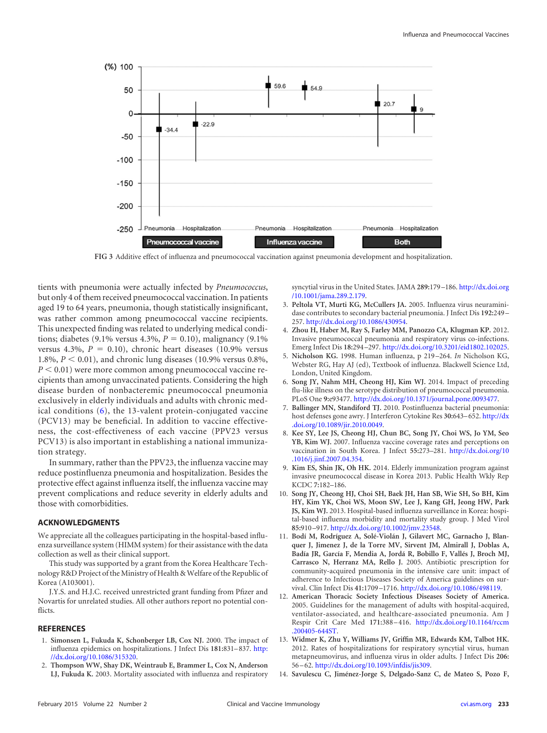FIG 3 Additive effect of influenza and pneumococcal vaccination against pneumonia development and hospitalization.

tients with pneumonia were actually infected by *Pneumococcus*, but only 4 of them received pneumococcal vaccination. In patients aged 19 to 64 years, pneumonia, though statistically insignificant, was rather common among pneumococcal vaccine recipients. This unexpected finding was related to underlying medical conditions; diabetes (9.1% versus 4.3%, $P = 0.10$), malignancy (9.1% versus 4.3%, $P = 0.10$), chronic heart diseases (10.9% versus 1.8%, $P < 0.01$), and chronic lung diseases (10.9% versus 0.8%, $P < 0.01$) were more common among pneumococcal vaccine recipients than among unvaccinated patients. Considering the high disease burden of nonbacteremic pneumococcal pneumonia exclusively in elderly individuals and adults with chronic medical conditions (6), the 13-valent protein-conjugated vaccine (PCV13) may be beneficial. In addition to vaccine effectiveness, the cost-effectiveness of each vaccine (PPV23 versus PCV13) is also important in establishing a national immunization strategy.

In summary, rather than the PPV23, the influenza vaccine may reduce postinfluenza pneumonia and hospitalization. Besides the protective effect against influenza itself, the influenza vaccine may prevent complications and reduce severity in elderly adults and those with comorbidities.

## ACKNOWLEDGMENTS

We appreciate all the colleagues participating in the hospital-based influenza surveillance system (HIMM system) for their assistance with the data collection as well as their clinical support.

This study was supported by a grant from the Korea Healthcare Technology R&D Project of the Ministry of Health & Welfare of the Republic of Korea (A103001).

J.Y.S. and H.J.C. received unrestricted grant funding from Pfizer and Novartis for unrelated studies. All other authors report no potential conflicts.

## REFERENCES

1. **Simonsen L, Fukuda K, Schonberger LB, Cox NJ.** 2000. The impact of influenza epidemics on hospitalizations. J Infect Dis **181:**831–837. http://dx.doi.org/10.1086/315320.
2. **Thompson WW, Shay DK, Weintraub E, Brammer L, Cox N, Anderson LJ, Fukuda K.** 2003. Mortality associated with influenza and respiratory syncytial virus in the United States. JAMA **289:**179–186. http://dx.doi.org/10.1001/jama.289.2.179.
3. **Peltola VT, Murti KG, McCullers JA.** 2005. Influenza virus neuraminidase contributes to secondary bacterial pneumonia. J Infect Dis **192:**249–257. http://dx.doi.org/10.1086/430954.
4. **Zhou H, Haber M, Ray S, Farley MM, Panozzo CA, Klugman KP.** 2012. Invasive pneumococcal pneumonia and respiratory virus co-infections. Emerg Infect Dis **18:**294–297. http://dx.doi.org/10.3201/eid1802.102025.
5. **Nicholson KG.** 1998. Human influenza, p 219–264. *In* Nicholson KG, Webster RG, Hay AJ (ed), Textbook of influenza. Blackwell Science Ltd, London, United Kingdom.
6. **Song JY, Nahm MH, Cheong HJ, Kim WJ.** 2014. Impact of preceding flu-like illness on the serotype distribution of pneumococcal pneumonia. PLoS One **9:**e93477. http://dx.doi.org/10.1371/journal.pone.0093477.
7. **Ballinger MN, Standiford TJ.** 2010. Postinfluenza bacterial pneumonia: host defenses gone awry. J Interferon Cytokine Res **30:**643–652. http://dx.doi.org/10.1089/jir.2010.0049.
8. **Kee SY, Lee JS, Cheong HJ, Chun BC, Song JY, Choi WS, Jo YM, Seo YB, Kim WJ.** 2007. Influenza vaccine coverage rates and perceptions on vaccination in South Korea. J Infect **55:**273–281. http://dx.doi.org/10.1016/j.jinf.2007.04.354.
9. **Kim ES, Shin JK, Oh HK.** 2014. Elderly immunization program against invasive pneumococcal disease in Korea 2013. Public Health Wkly Rep KCDC **7:**182–186.
10. **Song JY, Cheong HJ, Choi SH, Baek JH, Han SB, Wie SH, So BH, Kim HY, Kim YK, Choi WS, Moon SW, Lee J, Kang GH, Jeong HW, Park JS, Kim WJ.** 2013. Hospital-based influenza surveillance in Korea: hospital-based influenza morbidity and mortality study group. J Med Virol **85:**910–917. http://dx.doi.org/10.1002/jmv.23548.
11. **Bodí M, Rodríguez A, Solé-Violán J, Gilavert MC, Garnacho J, Blanquer J, Jimenez J, de la Torre MV, Sirvent JM, Almirall J, Doblas A, Badía JR, García F, Mendia A, Jordá R, Bobillo F, Vallés J, Broch MJ, Carrasco N, Herranz MA, Rello J.** 2005. Antibiotic prescription for community-acquired pneumonia in the intensive care unit: impact of adherence to Infectious Diseases Society of America guidelines on survival. Clin Infect Dis **41:**1709–1716. http://dx.doi.org/10.1086/498119.
12. **American Thoracic Society Infectious Diseases Society of America.** 2005. Guidelines for the management of adults with hospital-acquired, ventilator-associated, and healthcare-associated pneumonia. Am J Respir Crit Care Med **171:**388–416. http://dx.doi.org/10.1164/rccm.200405-644ST.
13. **Widmer K, Zhu Y, Williams JV, Griffin MR, Edwards KM, Talbot HK.** 2012. Rates of hospitalizations for respiratory syncytial virus, human metapneumovirus, and influenza virus in older adults. J Infect Dis **206:**56–62. http://dx.doi.org/10.1093/infdis/jis309.
14. **Savulescu C, Jiménez-Jorge S, Delgado-Sanz C, de Mateo S, Pozo F,**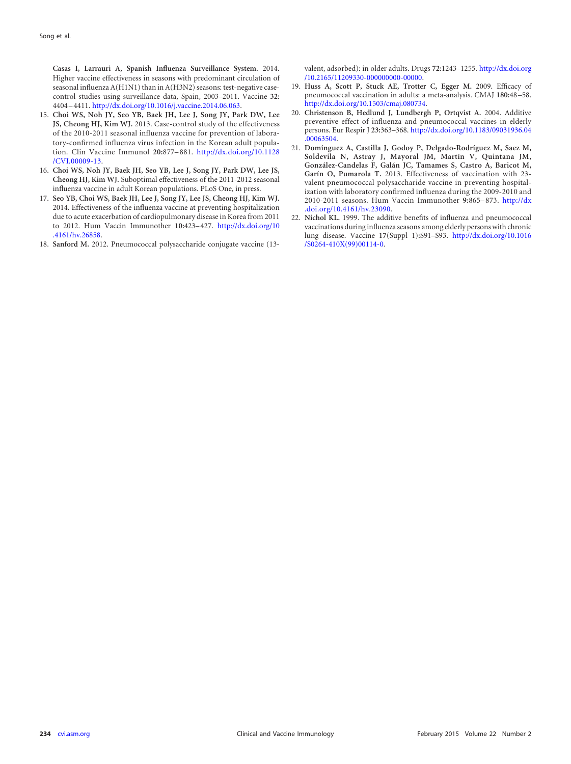**Casas I, Larrauri A, Spanish Influenza Surveillance System.** 2014. Higher vaccine effectiveness in seasons with predominant circulation of seasonal influenza A(H1N1) than in A(H3N2) seasons: test-negative case-control studies using surveillance data, Spain, 2003–2011. Vaccine **32:** 4404–4411. http://dx.doi.org/10.1016/j.vaccine.2014.06.063.

15. **Choi WS, Noh JY, Seo YB, Baek JH, Lee J, Song JY, Park DW, Lee JS, Cheong HJ, Kim WJ.** 2013. Case-control study of the effectiveness of the 2010-2011 seasonal influenza vaccine for prevention of laboratory-confirmed influenza virus infection in the Korean adult population. Clin Vaccine Immunol **20:**877–881. http://dx.doi.org/10.1128/CVI.00009-13.
16. **Choi WS, Noh JY, Baek JH, Seo YB, Lee J, Song JY, Park DW, Lee JS, Cheong HJ, Kim WJ.** Suboptimal effectiveness of the 2011-2012 seasonal influenza vaccine in adult Korean populations. PLoS One, in press.
17. **Seo YB, Choi WS, Baek JH, Lee J, Song JY, Lee JS, Cheong HJ, Kim WJ.** 2014. Effectiveness of the influenza vaccine at preventing hospitalization due to acute exacerbation of cardiopulmonary disease in Korea from 2011 to 2012. Hum Vaccin Immunother **10:**423–427. http://dx.doi.org/10.4161/hv.26858.
18. **Sanford M.** 2012. Pneumococcal polysaccharide conjugate vaccine (13-valent, adsorbed): in older adults. Drugs **72:**1243–1255. http://dx.doi.org/10.2165/11209330-000000000-00000.
19. **Huss A, Scott P, Stuck AE, Trotter C, Egger M.** 2009. Efficacy of pneumococcal vaccination in adults: a meta-analysis. CMAJ **180:**48–58. http://dx.doi.org/10.1503/cmaj.080734.
20. **Christenson B, Hedlund J, Lundbergh P, Ortqvist A.** 2004. Additive preventive effect of influenza and pneumococcal vaccines in elderly persons. Eur Respir J **23:**363–368. http://dx.doi.org/10.1183/09031936.04.00063504.
21. **Domínguez A, Castilla J, Godoy P, Delgado-Rodríguez M, Saez M, Soldevila N, Astray J, Mayoral JM, Martín V, Quintana JM, González-Candelas F, Galán JC, Tamames S, Castro A, Baricot M, Garín O, Pumarola T.** 2013. Effectiveness of vaccination with 23-valent pneumococcal polysaccharide vaccine in preventing hospitalization with laboratory confirmed influenza during the 2009-2010 and 2010-2011 seasons. Hum Vaccin Immunother **9:**865–873. http://dx.doi.org/10.4161/hv.23090.
22. **Nichol KL.** 1999. The additive benefits of influenza and pneumococcal vaccinations during influenza seasons among elderly persons with chronic lung disease. Vaccine **17**(Suppl 1)**:**S91–S93. http://dx.doi.org/10.1016/S0264-410X(99)00114-0.